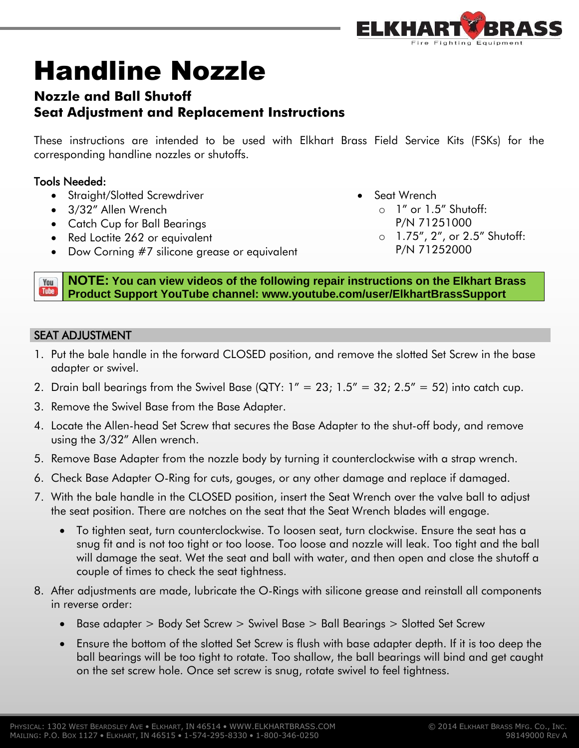# Handline Nozzle

## Nozzle and Ball Shutoff
## Seat Adjustment and Replacement Instructions

These instructions are intended to be used with Elkhart Brass Field Service Kits (FSKs) for the corresponding handline nozzles or shutoffs.

**Tools Needed:**

- Straight/Slotted Screwdriver
- 3/32" Allen Wrench
- Catch Cup for Ball Bearings
- Red Loctite 262 or equivalent
- Dow Corning #7 silicone grease or equivalent
- Seat Wrench
  - 1" or 1.5" Shutoff: P/N 71251000
  - 1.75", 2", or 2.5" Shutoff: P/N 71252000

**NOTE: You can view videos of the following repair instructions on the Elkhart Brass Product Support YouTube channel: www.youtube.com/user/ElkhartBrassSupport**

## SEAT ADJUSTMENT

1. Put the bale handle in the forward CLOSED position, and remove the slotted Set Screw in the base adapter or swivel.
2. Drain ball bearings from the Swivel Base (QTY: 1" = 23; 1.5" = 32; 2.5" = 52) into catch cup.
3. Remove the Swivel Base from the Base Adapter.
4. Locate the Allen-head Set Screw that secures the Base Adapter to the shut-off body, and remove using the 3/32" Allen wrench.
5. Remove Base Adapter from the nozzle body by turning it counterclockwise with a strap wrench.
6. Check Base Adapter O-Ring for cuts, gouges, or any other damage and replace if damaged.
7. With the bale handle in the CLOSED position, insert the Seat Wrench over the valve ball to adjust the seat position. There are notches on the seat that the Seat Wrench blades will engage.
   - To tighten seat, turn counterclockwise. To loosen seat, turn clockwise. Ensure the seat has a snug fit and is not too tight or too loose. Too loose and nozzle will leak. Too tight and the ball will damage the seat. Wet the seat and ball with water, and then open and close the shutoff a couple of times to check the seat tightness.
8. After adjustments are made, lubricate the O-Rings with silicone grease and reinstall all components in reverse order:
   - Base adapter > Body Set Screw > Swivel Base > Ball Bearings > Slotted Set Screw
   - Ensure the bottom of the slotted Set Screw is flush with base adapter depth. If it is too deep the ball bearings will be too tight to rotate. Too shallow, the ball bearings will bind and get caught on the set screw hole. Once set screw is snug, rotate swivel to feel tightness.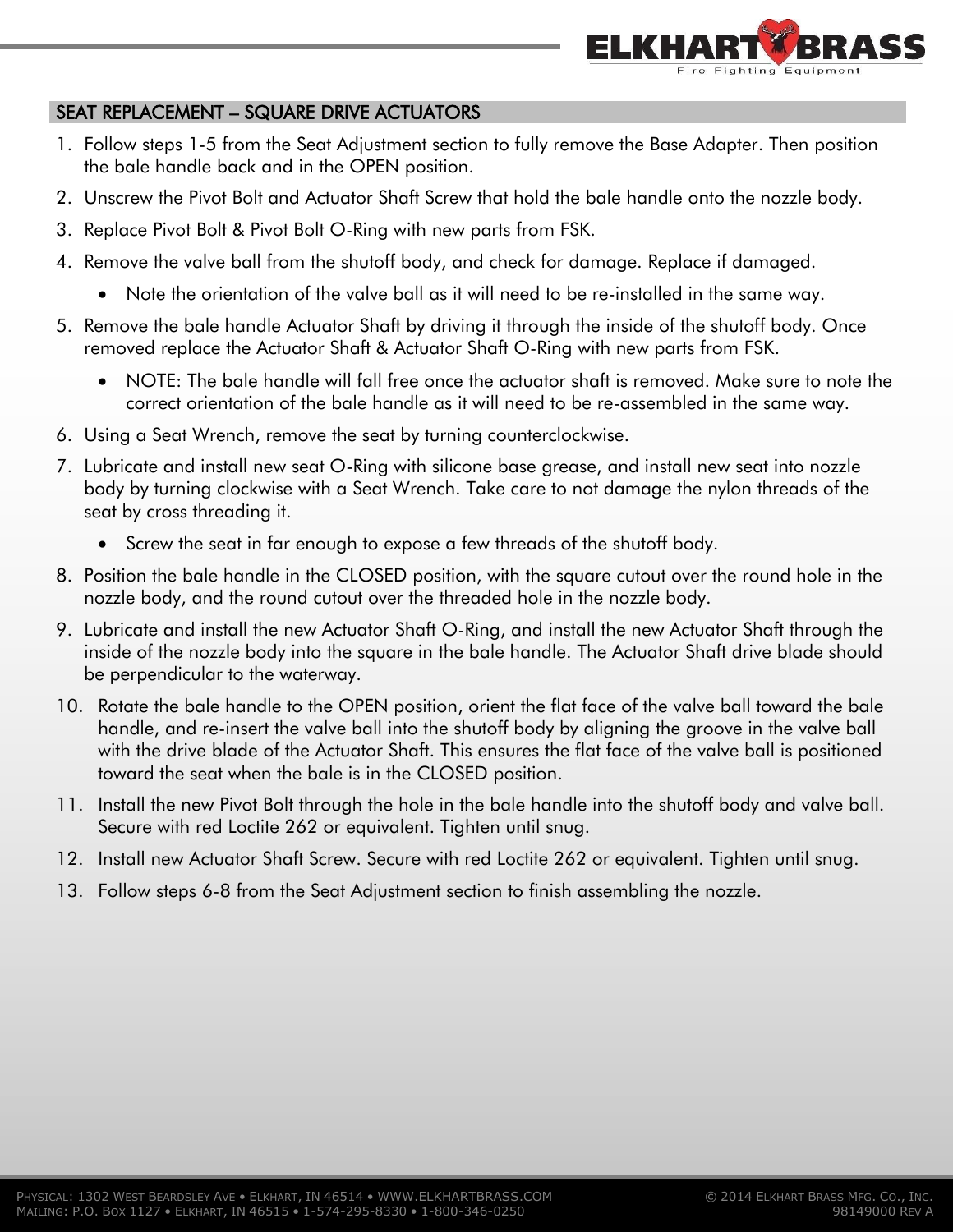## SEAT REPLACEMENT – SQUARE DRIVE ACTUATORS

1. Follow steps 1-5 from the Seat Adjustment section to fully remove the Base Adapter. Then position the bale handle back and in the OPEN position.
2. Unscrew the Pivot Bolt and Actuator Shaft Screw that hold the bale handle onto the nozzle body.
3. Replace Pivot Bolt & Pivot Bolt O-Ring with new parts from FSK.
4. Remove the valve ball from the shutoff body, and check for damage. Replace if damaged.
   - Note the orientation of the valve ball as it will need to be re-installed in the same way.
5. Remove the bale handle Actuator Shaft by driving it through the inside of the shutoff body. Once removed replace the Actuator Shaft & Actuator Shaft O-Ring with new parts from FSK.
   - NOTE: The bale handle will fall free once the actuator shaft is removed. Make sure to note the correct orientation of the bale handle as it will need to be re-assembled in the same way.
6. Using a Seat Wrench, remove the seat by turning counterclockwise.
7. Lubricate and install new seat O-Ring with silicone base grease, and install new seat into nozzle body by turning clockwise with a Seat Wrench. Take care to not damage the nylon threads of the seat by cross threading it.
   - Screw the seat in far enough to expose a few threads of the shutoff body.
8. Position the bale handle in the CLOSED position, with the square cutout over the round hole in the nozzle body, and the round cutout over the threaded hole in the nozzle body.
9. Lubricate and install the new Actuator Shaft O-Ring, and install the new Actuator Shaft through the inside of the nozzle body into the square in the bale handle. The Actuator Shaft drive blade should be perpendicular to the waterway.
10. Rotate the bale handle to the OPEN position, orient the flat face of the valve ball toward the bale handle, and re-insert the valve ball into the shutoff body by aligning the groove in the valve ball with the drive blade of the Actuator Shaft. This ensures the flat face of the valve ball is positioned toward the seat when the bale is in the CLOSED position.
11. Install the new Pivot Bolt through the hole in the bale handle into the shutoff body and valve ball. Secure with red Loctite 262 or equivalent. Tighten until snug.
12. Install new Actuator Shaft Screw. Secure with red Loctite 262 or equivalent. Tighten until snug.
13. Follow steps 6-8 from the Seat Adjustment section to finish assembling the nozzle.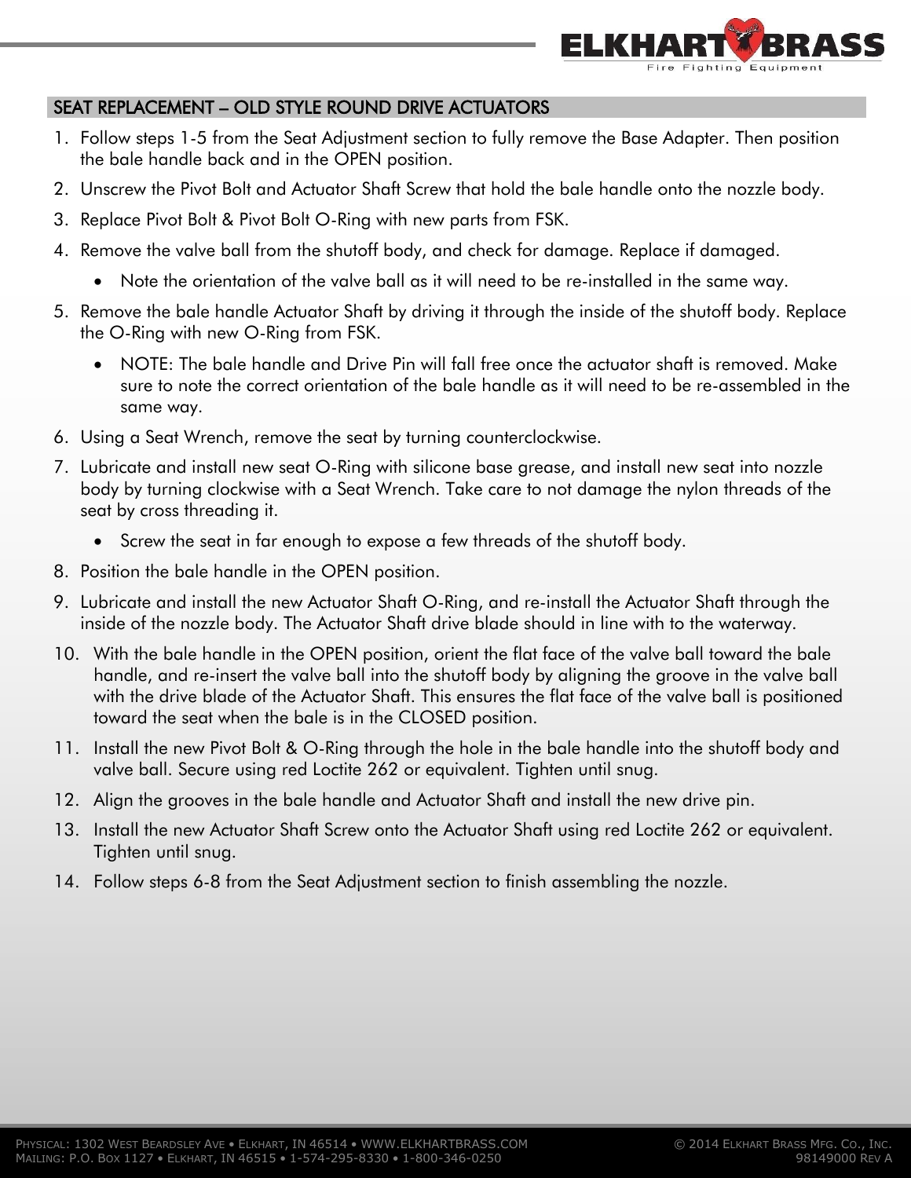## SEAT REPLACEMENT – OLD STYLE ROUND DRIVE ACTUATORS

1. Follow steps 1-5 from the Seat Adjustment section to fully remove the Base Adapter. Then position the bale handle back and in the OPEN position.
2. Unscrew the Pivot Bolt and Actuator Shaft Screw that hold the bale handle onto the nozzle body.
3. Replace Pivot Bolt & Pivot Bolt O-Ring with new parts from FSK.
4. Remove the valve ball from the shutoff body, and check for damage. Replace if damaged.
   - Note the orientation of the valve ball as it will need to be re-installed in the same way.
5. Remove the bale handle Actuator Shaft by driving it through the inside of the shutoff body. Replace the O-Ring with new O-Ring from FSK.
   - NOTE: The bale handle and Drive Pin will fall free once the actuator shaft is removed. Make sure to note the correct orientation of the bale handle as it will need to be re-assembled in the same way.
6. Using a Seat Wrench, remove the seat by turning counterclockwise.
7. Lubricate and install new seat O-Ring with silicone base grease, and install new seat into nozzle body by turning clockwise with a Seat Wrench. Take care to not damage the nylon threads of the seat by cross threading it.
   - Screw the seat in far enough to expose a few threads of the shutoff body.
8. Position the bale handle in the OPEN position.
9. Lubricate and install the new Actuator Shaft O-Ring, and re-install the Actuator Shaft through the inside of the nozzle body. The Actuator Shaft drive blade should in line with to the waterway.
10. With the bale handle in the OPEN position, orient the flat face of the valve ball toward the bale handle, and re-insert the valve ball into the shutoff body by aligning the groove in the valve ball with the drive blade of the Actuator Shaft. This ensures the flat face of the valve ball is positioned toward the seat when the bale is in the CLOSED position.
11. Install the new Pivot Bolt & O-Ring through the hole in the bale handle into the shutoff body and valve ball. Secure using red Loctite 262 or equivalent. Tighten until snug.
12. Align the grooves in the bale handle and Actuator Shaft and install the new drive pin.
13. Install the new Actuator Shaft Screw onto the Actuator Shaft using red Loctite 262 or equivalent. Tighten until snug.
14. Follow steps 6-8 from the Seat Adjustment section to finish assembling the nozzle.